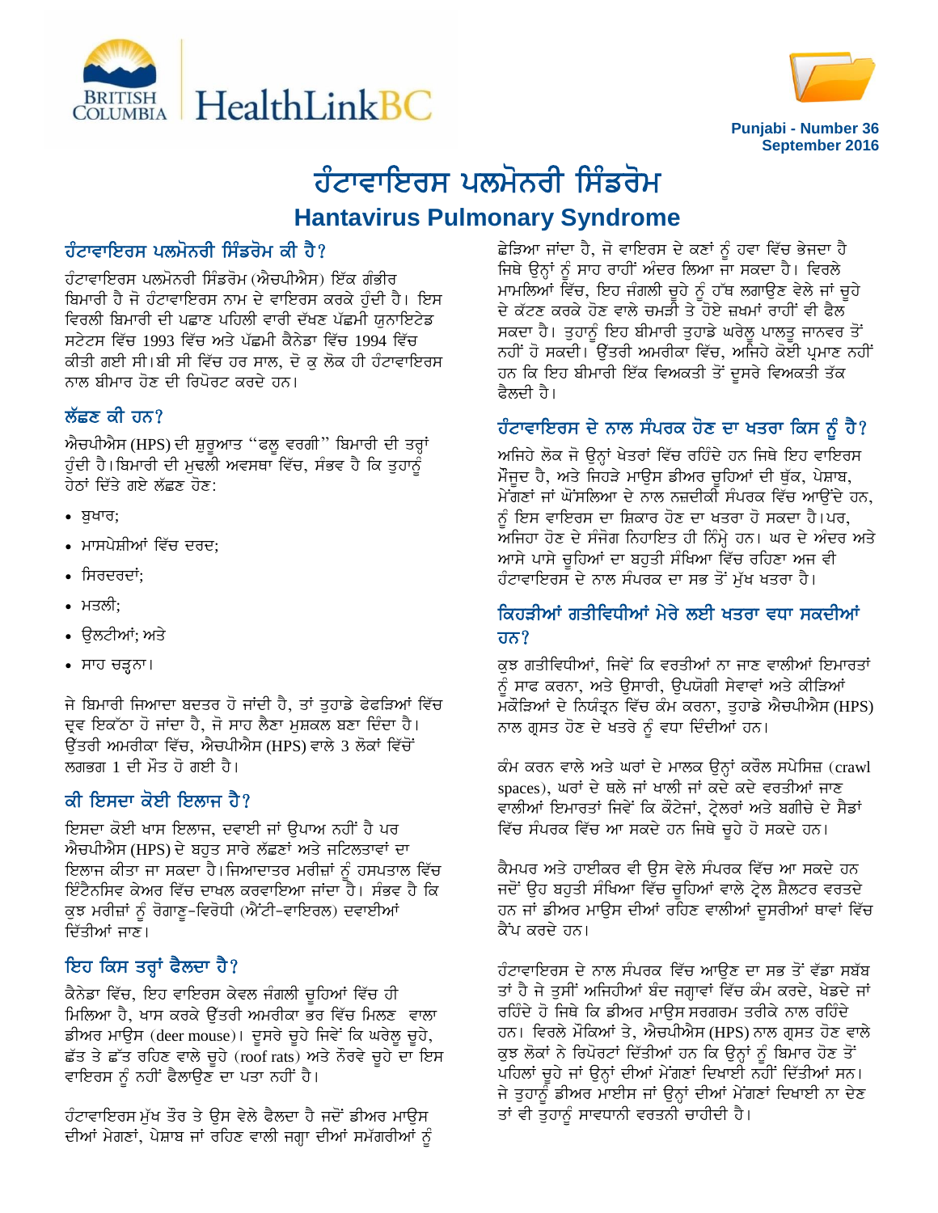Punjabi - Number 36
September 2016

# ਹੰਟਾਵਾਇਰਸ ਪਲਮੋਨਰੀ ਸਿੰਡਰੋਮ

## Hantavirus Pulmonary Syndrome

### ਹੰਟਾਵਾਇਰਸ ਪਲਮੋਨਰੀ ਸਿੰਡਰੋਮ ਕੀ ਹੈ?

ਹੰਟਾਵਾਇਰਸ ਪਲਮੋਨਰੀ ਸਿੰਡਰੋਮ (ਐਚਪੀਐਸ) ਇੱਕ ਗੰਭੀਰ ਬਿਮਾਰੀ ਹੈ ਜੋ ਹੰਟਾਵਾਇਰਸ ਨਾਮ ਦੇ ਵਾਇਰਸ ਕਰਕੇ ਹੁੰਦੀ ਹੈ। ਇਸ ਵਿਰਲੀ ਬਿਮਾਰੀ ਦੀ ਪਛਾਣ ਪਹਿਲੀ ਵਾਰੀ ਦੱਖਣ ਪੱਛਮੀ ਯੁਨਾਇਟੇਡ ਸਟੇਟਸ ਵਿੱਚ 1993 ਵਿੱਚ ਅਤੇ ਪੱਛਮੀ ਕੈਨੇਡਾ ਵਿੱਚ 1994 ਵਿੱਚ ਕੀਤੀ ਗਈ ਸੀ।ਬੀ ਸੀ ਵਿੱਚ ਹਰ ਸਾਲ, ਦੋ ਕੁ ਲੋਕ ਹੀ ਹੰਟਾਵਾਇਰਸ ਨਾਲ ਬੀਮਾਰ ਹੋਣ ਦੀ ਰਿਪੋਰਟ ਕਰਦੇ ਹਨ।

### ਲੱਛਣ ਕੀ ਹਨ?

ਐਚਪੀਐਸ (HPS) ਦੀ ਸ਼ੁਰੂਆਤ "ਫਲੂ ਵਰਗੀ" ਬਿਮਾਰੀ ਦੀ ਤਰ੍ਹਾਂ ਹੁੰਦੀ ਹੈ।ਬਿਮਾਰੀ ਦੀ ਮੁਢਲੀ ਅਵਸਥਾ ਵਿੱਚ, ਸੰਭਵ ਹੈ ਕਿ ਤੁਹਾਨੂੰ ਹੇਠਾਂ ਦਿੱਤੇ ਗਏ ਲੱਛਣ ਹੋਣ:

- ਬੁਖਾਰ;
- ਮਾਸਪੇਸ਼ੀਆਂ ਵਿੱਚ ਦਰਦ;
- ਸਿਰਦਰਦਾਂ;
- ਮਤਲੀ;
- ਉਲਟੀਆਂ; ਅਤੇ
- ਸਾਹ ਚੜ੍ਹਨਾ।

ਜੇ ਬਿਮਾਰੀ ਜਿਆਦਾ ਬਦਤਰ ਹੋ ਜਾਂਦੀ ਹੈ, ਤਾਂ ਤੁਹਾਡੇ ਫੇਫੜਿਆਂ ਵਿੱਚ ਦ੍ਰਵ ਇਕੱਠਾ ਹੋ ਜਾਂਦਾ ਹੈ, ਜੋ ਸਾਹ ਲੈਣਾ ਮੁਸ਼ਕਲ ਬਣਾ ਦਿੰਦਾ ਹੈ। ਉੱਤਰੀ ਅਮਰੀਕਾ ਵਿੱਚ, ਐਚਪੀਐਸ (HPS) ਵਾਲੇ 3 ਲੋਕਾਂ ਵਿੱਚੋਂ ਲਗਭਗ 1 ਦੀ ਮੌਤ ਹੋ ਗਈ ਹੈ।

### ਕੀ ਇਸਦਾ ਕੋਈ ਇਲਾਜ ਹੈ?

ਇਸਦਾ ਕੋਈ ਖਾਸ ਇਲਾਜ, ਦਵਾਈ ਜਾਂ ਉਪਾਅ ਨਹੀਂ ਹੈ ਪਰ ਐਚਪੀਐਸ (HPS) ਦੇ ਬਹੁਤ ਸਾਰੇ ਲੱਛਣਾਂ ਅਤੇ ਜਟਿਲਤਾਵਾਂ ਦਾ ਇਲਾਜ ਕੀਤਾ ਜਾ ਸਕਦਾ ਹੈ।ਜਿਆਦਾਤਰ ਮਰੀਜ਼ਾਂ ਨੂੰ ਹਸਪਤਾਲ ਵਿੱਚ ਇੰਟੈਨਸਿਵ ਕੇਅਰ ਵਿੱਚ ਦਾਖਲ ਕਰਵਾਇਆ ਜਾਂਦਾ ਹੈ। ਸੰਭਵ ਹੈ ਕਿ ਕੁਝ ਮਰੀਜ਼ਾਂ ਨੂੰ ਰੋਗਾਣੂ-ਵਿਰੋਧੀ (ਐਂਟੀ-ਵਾਇਰਲ) ਦਵਾਈਆਂ ਦਿੱਤੀਆਂ ਜਾਣ।

### ਇਹ ਕਿਸ ਤਰ੍ਹਾਂ ਫੈਲਦਾ ਹੈ?

ਕੈਨੇਡਾ ਵਿੱਚ, ਇਹ ਵਾਇਰਸ ਕੇਵਲ ਜੰਗਲੀ ਚੂਹਿਆਂ ਵਿੱਚ ਹੀ ਮਿਲਿਆ ਹੈ, ਖਾਸ ਕਰਕੇ ਉੱਤਰੀ ਅਮਰੀਕਾ ਭਰ ਵਿੱਚ ਮਿਲਣ ਵਾਲਾ ਡੀਅਰ ਮਾਊਸ (deer mouse)। ਦੂਸਰੇ ਚੂਹੇ ਜਿਵੇਂ ਕਿ ਘਰੇਲੂ ਚੂਹੇ, ਛੱਤ ਤੇ ਛੱਤ ਰਹਿਣ ਵਾਲੇ ਚੂਹੇ (roof rats) ਅਤੇ ਨੌਰਵੇ ਚੂਹੇ ਦਾ ਇਸ ਵਾਇਰਸ ਨੂੰ ਨਹੀਂ ਫੈਲਾਉਣ ਦਾ ਪਤਾ ਨਹੀਂ ਹੈ।

ਹੰਟਾਵਾਇਰਸ ਮੁੱਖ ਤੌਰ ਤੇ ਉਸ ਵੇਲੇ ਫੈਲਦਾ ਹੈ ਜਦੋਂ ਡੀਅਰ ਮਾਊਸ ਦੀਆਂ ਮੇਗਣਾਂ, ਪੇਸ਼ਾਬ ਜਾਂ ਰਹਿਣ ਵਾਲੀ ਜਗ੍ਹਾ ਦੀਆਂ ਸਮੱਗਰੀਆਂ ਨੂੰ ਛੇੜਿਆ ਜਾਂਦਾ ਹੈ, ਜੋ ਵਾਇਰਸ ਦੇ ਕਣਾਂ ਨੂੰ ਹਵਾ ਵਿੱਚ ਭੇਜਦਾ ਹੈ ਜਿਥੇ ਉਨ੍ਹਾਂ ਨੂੰ ਸਾਹ ਰਾਹੀਂ ਅੰਦਰ ਲਿਆ ਜਾ ਸਕਦਾ ਹੈ। ਵਿਰਲੇ ਮਾਮਲਿਆਂ ਵਿੱਚ, ਇਹ ਜੰਗਲੀ ਚੂਹੇ ਨੂੰ ਹੱਥ ਲਗਾਉਣ ਵੇਲੇ ਜਾਂ ਚੂਹੇ ਦੇ ਕੱਟਣ ਕਰਕੇ ਹੋਣ ਵਾਲੇ ਚਮੜੀ ਤੇ ਹੋਏ ਜ਼ਖਮਾਂ ਰਾਹੀਂ ਵੀ ਫੈਲ ਸਕਦਾ ਹੈ। ਤੁਹਾਨੂੰ ਇਹ ਬੀਮਾਰੀ ਤੁਹਾਡੇ ਘਰੇਲੂ ਪਾਲਤੂ ਜਾਨਵਰ ਤੋਂ ਨਹੀਂ ਹੋ ਸਕਦੀ। ਉੱਤਰੀ ਅਮਰੀਕਾ ਵਿੱਚ, ਅਜਿਹੇ ਕੋਈ ਪ੍ਰਮਾਣ ਨਹੀਂ ਹਨ ਕਿ ਇਹ ਬੀਮਾਰੀ ਇੱਕ ਵਿਅਕਤੀ ਤੋਂ ਦੂਸਰੇ ਵਿਅਕਤੀ ਤੱਕ ਫੈਲਦੀ ਹੈ।

### ਹੰਟਾਵਾਇਰਸ ਦੇ ਨਾਲ ਸੰਪਰਕ ਹੋਣ ਦਾ ਖਤਰਾ ਕਿਸ ਨੂੰ ਹੈ?

ਅਜਿਹੇ ਲੋਕ ਜੋ ਉਨ੍ਹਾਂ ਖੇਤਰਾਂ ਵਿੱਚ ਰਹਿੰਦੇ ਹਨ ਜਿਥੇ ਇਹ ਵਾਇਰਸ ਮੌਜੂਦ ਹੈ, ਅਤੇ ਜਿਹੜੇ ਮਾਊਸ ਡੀਅਰ ਚੂਹਿਆਂ ਦੀ ਥੁੱਕ, ਪੇਸ਼ਾਬ, ਮੇਂਗਣਾਂ ਜਾਂ ਘੋਂਸਲਿਆ ਦੇ ਨਾਲ ਨਜ਼ਦੀਕੀ ਸੰਪਰਕ ਵਿੱਚ ਆਉਂਦੇ ਹਨ, ਨੂੰ ਇਸ ਵਾਇਰਸ ਦਾ ਸ਼ਿਕਾਰ ਹੋਣ ਦਾ ਖਤਰਾ ਹੋ ਸਕਦਾ ਹੈ।ਪਰ, ਅਜਿਹਾ ਹੋਣ ਦੇ ਸੰਜੋਗ ਨਿਹਾਇਤ ਹੀ ਨਿੰਮ੍ਹੇ ਹਨ। ਘਰ ਦੇ ਅੰਦਰ ਅਤੇ ਆਸੇ ਪਾਸੇ ਚੂਹਿਆਂ ਦਾ ਬਹੁਤੀ ਸੰਖਿਆ ਵਿੱਚ ਰਹਿਣਾ ਅਜ ਵੀ ਹੰਟਾਵਾਇਰਸ ਦੇ ਨਾਲ ਸੰਪਰਕ ਦਾ ਸਭ ਤੋਂ ਮੁੱਖ ਖਤਰਾ ਹੈ।

### ਕਿਹੜੀਆਂ ਗਤੀਵਿਧੀਆਂ ਮੇਰੇ ਲਈ ਖਤਰਾ ਵਧਾ ਸਕਦੀਆਂ ਹਨ?

ਕੁਝ ਗਤੀਵਿਧੀਆਂ, ਜਿਵੇਂ ਕਿ ਵਰਤੀਆਂ ਨਾ ਜਾਣ ਵਾਲੀਆਂ ਇਮਾਰਤਾਂ ਨੂੰ ਸਾਫ ਕਰਨਾ, ਅਤੇ ਉਸਾਰੀ, ਉਪਯੋਗੀ ਸੇਵਾਵਾਂ ਅਤੇ ਕੀੜਿਆਂ ਮਕੌੜਿਆਂ ਦੇ ਨਿਯੰਤ੍ਰਨ ਵਿੱਚ ਕੰਮ ਕਰਨਾ, ਤੁਹਾਡੇ ਐਚਪੀਐਸ (HPS) ਨਾਲ ਗ੍ਰਸਤ ਹੋਣ ਦੇ ਖਤਰੇ ਨੂੰ ਵਧਾ ਦਿੰਦੀਆਂ ਹਨ।

ਕੰਮ ਕਰਨ ਵਾਲੇ ਅਤੇ ਘਰਾਂ ਦੇ ਮਾਲਕ ਉਨ੍ਹਾਂ ਕਰੌਲ ਸਪੇਸਿਜ਼ (crawl spaces), ਘਰਾਂ ਦੇ ਥਲੇ ਜਾਂ ਖਾਲੀ ਜਾਂ ਕਦੇ ਕਦੇ ਵਰਤੀਆਂ ਜਾਣ ਵਾਲੀਆਂ ਇਮਾਰਤਾਂ ਜਿਵੇਂ ਕਿ ਕੌਟੇਜਾਂ, ਟ੍ਰੇਲਰਾਂ ਅਤੇ ਬਗੀਚੇ ਦੇ ਸ਼ੈਡਾਂ ਵਿੱਚ ਸੰਪਰਕ ਵਿੱਚ ਆ ਸਕਦੇ ਹਨ ਜਿਥੇ ਚੂਹੇ ਹੋ ਸਕਦੇ ਹਨ।

ਕੈਮਪਰ ਅਤੇ ਹਾਈਕਰ ਵੀ ਉਸ ਵੇਲੇ ਸੰਪਰਕ ਵਿੱਚ ਆ ਸਕਦੇ ਹਨ ਜਦੋਂ ਉਹ ਬਹੁਤੀ ਸੰਖਿਆ ਵਿੱਚ ਚੂਹਿਆਂ ਵਾਲੇ ਟ੍ਰੇਲ ਸ਼ੈਲਟਰ ਵਰਤਦੇ ਹਨ ਜਾਂ ਡੀਅਰ ਮਾਊਸ ਦੀਆਂ ਰਹਿਣ ਵਾਲੀਆਂ ਦੂਸਰੀਆਂ ਥਾਵਾਂ ਵਿੱਚ ਕੈਂਪ ਕਰਦੇ ਹਨ।

ਹੰਟਾਵਾਇਰਸ ਦੇ ਨਾਲ ਸੰਪਰਕ ਵਿੱਚ ਆਉਣ ਦਾ ਸਭ ਤੋਂ ਵੱਡਾ ਸਬੱਬ ਤਾਂ ਹੈ ਜੇ ਤੁਸੀਂ ਅਜਿਹੀਆਂ ਬੰਦ ਜਗ੍ਹਾਵਾਂ ਵਿੱਚ ਕੰਮ ਕਰਦੇ, ਖੇਡਦੇ ਜਾਂ ਰਹਿੰਦੇ ਹੋ ਜਿਥੇ ਕਿ ਡੀਅਰ ਮਾਊਸ ਸਰਗਰਮ ਤਰੀਕੇ ਨਾਲ ਰਹਿੰਦੇ ਹਨ। ਵਿਰਲੇ ਮੌਕਿਆਂ ਤੇ, ਐਚਪੀਐਸ (HPS) ਨਾਲ ਗ੍ਰਸਤ ਹੋਣ ਵਾਲੇ ਕੁਝ ਲੋਕਾਂ ਨੇ ਰਿਪੋਰਟਾਂ ਦਿੱਤੀਆਂ ਹਨ ਕਿ ਉਨ੍ਹਾਂ ਨੂੰ ਬਿਮਾਰ ਹੋਣ ਤੋਂ ਪਹਿਲਾਂ ਚੂਹੇ ਜਾਂ ਉਨ੍ਹਾਂ ਦੀਆਂ ਮੇਂਗਣਾਂ ਦਿਖਾਈ ਨਹੀਂ ਦਿੱਤੀਆਂ ਸਨ। ਜੇ ਤੁਹਾਨੂੰ ਡੀਅਰ ਮਾਈਸ ਜਾਂ ਉਨ੍ਹਾਂ ਦੀਆਂ ਮੇਂਗਣਾਂ ਦਿਖਾਈ ਨਾ ਦੇਣ ਤਾਂ ਵੀ ਤੁਹਾਨੂੰ ਸਾਵਧਾਨੀ ਵਰਤਨੀ ਚਾਹੀਦੀ ਹੈ।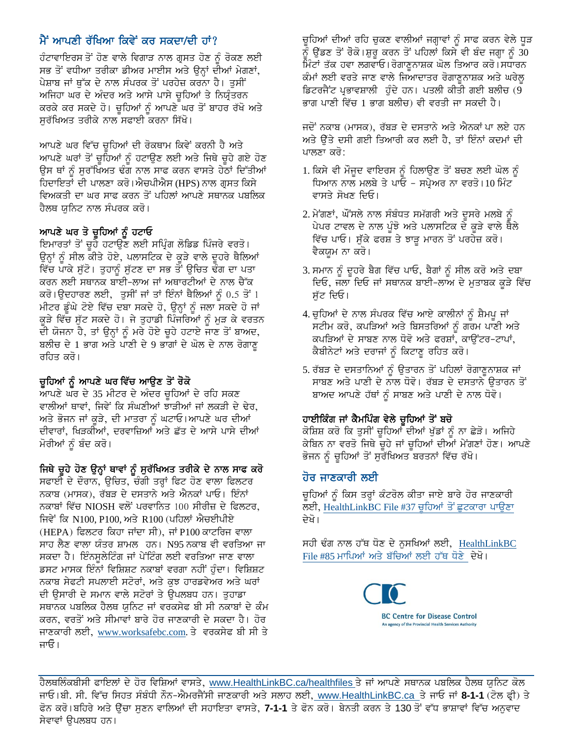## ਮੈਂ ਆਪਣੀ ਰੱਖਿਆ ਕਿਵੇਂ ਕਰ ਸਕਦਾ/ਦੀ ਹਾਂ?

ਹੰਟਾਵਾਇਰਸ ਤੋਂ ਹੋਣ ਵਾਲੇ ਵਿਗਾੜ ਨਾਲ ਗ੍ਰਸਤ ਹੋਣ ਨੂੰ ਰੋਕਣ ਲਈ ਸਭ ਤੋਂ ਵਧੀਆ ਤਰੀਕਾ ਡੀਅਰ ਮਾਈਸ ਅਤੇ ਉਨ੍ਹਾਂ ਦੀਆਂ ਮੇਂਗਣਾਂ, ਪੇਸ਼ਾਬ ਜਾਂ ਥੁੱਕ ਦੇ ਨਾਲ ਸੰਪਰਕ ਤੋਂ ਪਰਹੇਜ਼ ਕਰਨਾ ਹੈ। ਤੁਸੀਂ ਅਜਿਹਾ ਘਰ ਦੇ ਅੰਦਰ ਅਤੇ ਆਸੇ ਪਾਸੇ ਚੂਹਿਆਂ ਤੇ ਨਿਯੰਤਰਨ ਕਰਕੇ ਕਰ ਸਕਦੇ ਹੋ। ਚੂਹਿਆਂ ਨੂੰ ਆਪਣੇ ਘਰ ਤੋਂ ਬਾਹਰ ਰੱਖੋ ਅਤੇ ਸੁਰੱਖਿਅਤ ਤਰੀਕੇ ਨਾਲ ਸਫਾਈ ਕਰਨਾ ਸਿੱਖੋ।

ਆਪਣੇ ਘਰ ਵਿੱਚ ਚੂਹਿਆਂ ਦੀ ਰੋਕਥਾਮ ਕਿਵੇਂ ਕਰਨੀ ਹੈ ਅਤੇ ਆਪਣੇ ਘਰਾਂ ਤੋਂ ਚੂਹਿਆਂ ਨੂੰ ਹਟਾਉਣ ਲਈ ਅਤੇ ਜਿਥੇ ਚੂਹੇ ਗਏ ਹੋਣ ਉਸ ਥਾਂ ਨੂੰ ਸੁਰੱਖਿਅਤ ਢੰਗ ਨਾਲ ਸਾਫ ਕਰਨ ਵਾਸਤੇ ਹੇਠਾਂ ਦਿੱਤੀਆਂ ਹਿਦਾਇਤਾਂ ਦੀ ਪਾਲਣਾ ਕਰੋ।ਐਚਪੀਐਸ (HPS) ਨਾਲ ਗ੍ਰਸਤ ਕਿਸੇ ਵਿਅਕਤੀ ਦਾ ਘਰ ਸਾਫ ਕਰਨ ਤੋਂ ਪਹਿਲਾਂ ਆਪਣੇ ਸਥਾਨਕ ਪਬਲਿਕ ਹੈਲਥ ਯੂਨਿਟ ਨਾਲ ਸੰਪਰਕ ਕਰੋ।

### ਆਪਣੇ ਘਰ ਤੋ ਚੂਹਿਆਂ ਨੂੰ ਹਟਾਓ

ਇਮਾਰਤਾਂ ਤੋਂ ਚੂਹੇ ਹਟਾਉਣ ਲਈ ਸਪ੍ਰਿੰਗ ਲੋਡਿਡ ਪਿੰਜਰੇ ਵਰਤੋ। ਉਨ੍ਹਾਂ ਨੂੰ ਸੀਲ ਕੀਤੇ ਹੋਏ, ਪਲਾਸਟਿਕ ਦੇ ਕੂੜੇ ਵਾਲੇ ਦੂਹਰੇ ਥੈਲਿਆਂ ਵਿੱਚ ਪਾਕੇ ਸੁੱਟੋ। ਤੁਹਾਨੂੰ ਸੁੱਟਣ ਦਾ ਸਭ ਤੋਂ ਉਚਿਤ ਢੰਗ ਦਾ ਪਤਾ ਕਰਨ ਲਈ ਸਥਾਨਕ ਬਾਈ-ਲਾਅ ਜਾਂ ਅਥਾਰਟੀਆਂ ਦੇ ਨਾਲ ਚੈੱਕ ਕਰੋ।ਉਦਾਹਰਣ ਲਈ, ਤੁਸੀਂ ਜਾਂ ਤਾਂ ਇੰਨਾਂ ਥੈਲਿਆਂ ਨੂੰ 0.5 ਤੋਂ 1 ਮੀਟਰ ਡੂੰਘੇ ਟੋਏ ਵਿੱਚ ਦਬਾ ਸਕਦੇ ਹੋ, ਉਨ੍ਹਾਂ ਨੂੰ ਜਲਾ ਸਕਦੇ ਹੋ ਜਾਂ ਕੂੜੇ ਵਿੱਚ ਸੁੱਟ ਸਕਦੇ ਹੋ। ਜੇ ਤੁਹਾਡੀ ਪਿੰਜਰਿਆਂ ਨੂੰ ਮੁੜ ਕੇ ਵਰਤਨ ਦੀ ਯੋਜਨਾ ਹੈ, ਤਾਂ ਉਨ੍ਹਾਂ ਨੂੰ ਮਰੇ ਹੋਏ ਚੂਹੇ ਹਟਾਏ ਜਾਣ ਤੋਂ ਬਾਅਦ, ਬਲੀਚ ਦੇ 1 ਭਾਗ ਅਤੇ ਪਾਣੀ ਦੇ 9 ਭਾਗਾਂ ਦੇ ਘੋਲ ਦੇ ਨਾਲ ਰੋਗਾਣੂ ਰਹਿਤ ਕਰੋ।

### ਚੂਹਿਆਂ ਨੂੰ ਆਪਣੇ ਘਰ ਵਿੱਚ ਆਉਣ ਤੋਂ ਰੋਕੋ

ਆਪਣੇ ਘਰ ਦੇ 35 ਮੀਟਰ ਦੇ ਅੰਦਰ ਚੂਹਿਆਂ ਦੇ ਰਹਿ ਸਕਣ ਵਾਲੀਆਂ ਥਾਵਾਂ, ਜਿਵੇਂ ਕਿ ਸੰਘਣੀਆਂ ਝਾੜੀਆਂ ਜਾਂ ਲਕੜੀ ਦੇ ਢੇਰ, ਅਤੇ ਭੋਜਨ ਜਾਂ ਕੂੜੇ, ਦੀ ਮਾਤਰਾ ਨੂੰ ਘਟਾਓ।ਆਪਣੇ ਘਰ ਦੀਆਂ ਦੀਵਾਰਾਂ, ਖਿੜਕੀਆਂ, ਦਰਵਾਜ਼ਿਆਂ ਅਤੇ ਛੱਤ ਦੇ ਆਸੇ ਪਾਸੇ ਦੀਆਂ ਮੋਰੀਆਂ ਨੂੰ ਬੰਦ ਕਰੋ।

### ਜਿਥੇ ਚੂਹੇ ਹੋਣ ਉਨ੍ਹਾਂ ਥਾਵਾਂ ਨੂੰ ਸੁਰੱਖਿਅਤ ਤਰੀਕੇ ਦੇ ਨਾਲ ਸਾਫ ਕਰੋ

ਸਫਾਈ ਦੇ ਦੌਰਾਨ, ਉਚਿਤ, ਚੰਗੀ ਤਰ੍ਹਾਂ ਫਿਟ ਹੋਣ ਵਾਲਾ ਫਿਲਟਰ ਨਕਾਬ (ਮਾਸਕ), ਰੱਬੜ ਦੇ ਦਸਤਾਨੇ ਅਤੇ ਐਨਕਾਂ ਪਾਓ। ਇੰਨਾਂ ਨਕਾਬਾਂ ਵਿੱਚ NIOSH ਵਲੋਂ ਪਰਵਾਨਿਤ 100 ਸੀਰੀਜ਼ ਦੇ ਫਿਲਟਰ, ਜਿਵੇਂ ਕਿ N100, P100, ਅਤੇ R100 (ਪਹਿਲਾਂ ਐਚਈਪੀਏ (HEPA) ਫਿਲਟਰ ਕਿਹਾ ਜਾਂਦਾ ਸੀ), ਜਾਂ P100 ਕਾਟਰਿਜ ਵਾਲਾ ਸਾਹ ਲੈਣ ਵਾਲਾ ਯੰਤਰ ਸ਼ਾਮਲ ਹਨ। N95 ਨਕਾਬ ਵੀ ਵਰਤਿਆ ਜਾ ਸਕਦਾ ਹੈ। ਇੰਨਸੂਲੇਟਿੰਗ ਜਾਂ ਪੇਂਟਿੰਗ ਲਈ ਵਰਤਿਆ ਜਾਣ ਵਾਲਾ ਡਸਟ ਮਾਸਕ ਇੰਨਾਂ ਵਿਸ਼ਿਸ਼ਟ ਨਕਾਬਾਂ ਵਰਗਾ ਨਹੀਂ ਹੁੰਦਾ। ਵਿਸ਼ਿਸ਼ਟ ਨਕਾਬ ਸੇਫਟੀ ਸਪਲਾਈ ਸਟੋਰਾਂ, ਅਤੇ ਕੁਝ ਹਾਰਡਵੇਅਰ ਅਤੇ ਘਰਾਂ ਦੀ ਉਸਾਰੀ ਦੇ ਸਮਾਨ ਵਾਲੇ ਸਟੋਰਾਂ ਤੇ ਉਪਲਬਧ ਹਨ। ਤੁਹਾਡਾ ਸਥਾਨਕ ਪਬਲਿਕ ਹੈਲਥ ਯੂਨਿਟ ਜਾਂ ਵਰਕਸੇਫ ਬੀ ਸੀ ਨਕਾਬਾਂ ਦੇ ਕੰਮ ਕਰਨ, ਵਰਤੋਂ ਅਤੇ ਸੀਮਾਵਾਂ ਬਾਰੇ ਹੋਰ ਜਾਣਕਾਰੀ ਦੇ ਸਕਦਾ ਹੈ। ਹੋਰ ਜਾਣਕਾਰੀ ਲਈ, www.worksafebc.com. ਤੇ ਵਰਕਸੇਫ ਬੀ ਸੀ ਤੇ ਜਾਓ।

ਚੂਹਿਆਂ ਦੀਆਂ ਰਹਿ ਚੁਕਣ ਵਾਲੀਆਂ ਜਗ੍ਹਾਵਾਂ ਨੂੰ ਸਾਫ ਕਰਨ ਵੇਲੇ ਧੂੜ ਨੂੰ ਉੱਡਣ ਤੋਂ ਰੋਕੋ।ਸ਼ੁਰੂ ਕਰਨ ਤੋਂ ਪਹਿਲਾਂ ਕਿਸੇ ਵੀ ਬੰਦ ਜਗ੍ਹਾ ਨੂੰ 30 ਮਿੰਟਾਂ ਤੱਕ ਹਵਾ ਲਗਵਾਓ।ਰੋਗਾਣੂਨਾਸ਼ਕ ਘੋਲ ਤਿਆਰ ਕਰੋ।ਸਧਾਰਨ ਕੰਮਾਂ ਲਈ ਵਰਤੇ ਜਾਣ ਵਾਲੇ ਜਿਆਦਾਤਰ ਰੋਗਾਣੂਨਾਸ਼ਕ ਅਤੇ ਘਰੇਲੂ ਡਿਟਰਜੈਂਟ ਪ੍ਰਭਾਵਸ਼ਾਲੀ ਹੁੰਦੇ ਹਨ। ਪਤਲੀ ਕੀਤੀ ਗਈ ਬਲੀਚ (9 ਭਾਗ ਪਾਣੀ ਵਿੱਚ 1 ਭਾਗ ਬਲੀਚ) ਵੀ ਵਰਤੀ ਜਾ ਸਕਦੀ ਹੈ।

ਜਦੋਂ ਨਕਾਬ (ਮਾਸਕ), ਰੱਬੜ ਦੇ ਦਸਤਾਨੇ ਅਤੇ ਐਨਕਾਂ ਪਾ ਲਏ ਹਨ ਅਤੇ ਉੱਤੇ ਦਸੀ ਗਈ ਤਿਆਰੀ ਕਰ ਲਈ ਹੈ, ਤਾਂ ਇੰਨਾਂ ਕਦਮਾਂ ਦੀ ਪਾਲਣਾ ਕਰੋ:

1. ਕਿਸੇ ਵੀ ਮੌਜੂਦ ਵਾਇਰਸ ਨੂੰ ਹਿਲਾਉਣ ਤੋਂ ਬਚਣ ਲਈ ਘੋਲ ਨੂੰ ਧਿਆਨ ਨਾਲ ਮਲਬੇ ਤੇ ਪਾਓ – ਸਪ੍ਰੇਅਰ ਨਾ ਵਰਤੋ।10 ਮਿੰਟ ਵਾਸਤੇ ਸੋਖਣ ਦਿਓ।
2. ਮੇਂਗਣਾਂ, ਘੌਂਸਲੇ ਨਾਲ ਸੰਬੰਧਤ ਸਮੱਗਰੀ ਅਤੇ ਦੂਸਰੇ ਮਲਬੇ ਨੂੰ ਪੇਪਰ ਟਾਵਲ ਦੇ ਨਾਲ ਪੂੰਝੋ ਅਤੇ ਪਲਾਸਟਿਕ ਦੇ ਕੂੜੇ ਵਾਲੇ ਥੈਲੇ ਵਿੱਚ ਪਾਓ। ਸੁੱਕੇ ਫਰਸ਼ ਤੇ ਝਾੜੂ ਮਾਰਨ ਤੋਂ ਪਰਹੇਜ਼ ਕਰੋ। ਵੈਕਯੂਮ ਨਾ ਕਰੋ।
3. ਸਮਾਨ ਨੂੰ ਦੂਹਰੇ ਬੈਗ ਵਿੱਚ ਪਾਓ, ਬੈਗਾਂ ਨੂੰ ਸੀਲ ਕਰੋ ਅਤੇ ਦਬਾ ਦਿਓ, ਜਲਾ ਦਿਓ ਜਾਂ ਸਥਾਨਕ ਬਾਈ-ਲਾਅ ਦੇ ਮੁਤਾਬਕ ਕੂੜੇ ਵਿੱਚ ਸੁੱਟ ਦਿਓ।
4. ਚੂਹਿਆਂ ਦੇ ਨਾਲ ਸੰਪਰਕ ਵਿੱਚ ਆਏ ਕਾਲੀਨਾਂ ਨੂੰ ਸ਼ੈਮਪੂ ਜਾਂ ਸਟੀਮ ਕਰੋ, ਕਪੜਿਆਂ ਅਤੇ ਬਿਸਤਰਿਆਂ ਨੂੰ ਗਰਮ ਪਾਣੀ ਅਤੇ ਕਪੜਿਆਂ ਦੇ ਸਾਬਣ ਨਾਲ ਧੋਵੋ ਅਤੇ ਫਰਸ਼ਾਂ, ਕਾਉਂਟਰ-ਟਾਪਾਂ, ਕੈਬੀਨੇਟਾਂ ਅਤੇ ਦਰਾਜਾਂ ਨੂੰ ਕਿਟਾਣੂ ਰਹਿਤ ਕਰੋ।
5. ਰੱਬੜ ਦੇ ਦਸਤਾਨਿਆਂ ਨੂੰ ਉਤਾਰਨ ਤੋਂ ਪਹਿਲਾਂ ਰੋਗਾਣੂਨਾਸ਼ਕ ਜਾਂ ਸਾਬਣ ਅਤੇ ਪਾਣੀ ਦੇ ਨਾਲ ਧੋਵੋ। ਰੱਬੜ ਦੇ ਦਸਤਾਨੇ ਉਤਾਰਨ ਤੋਂ ਬਾਅਦ ਆਪਣੇ ਹੱਥਾਂ ਨੂੰ ਸਾਬਣ ਅਤੇ ਪਾਣੀ ਦੇ ਨਾਲ ਧੋਵੋ।

### ਹਾਈਕਿੰਗ ਜਾਂ ਕੈਮਪਿੰਗ ਵੇਲੇ ਚੂਹਿਆਂ ਤੋਂ ਬਚੋ

ਕੋਸ਼ਿਸ਼ ਕਰੋ ਕਿ ਤੁਸੀਂ ਚੂਹਿਆਂ ਦੀਆਂ ਖੁੱਡਾਂ ਨੂੰ ਨਾ ਛੇੜੋ। ਅਜਿਹੇ ਕੇਬਿਨ ਨਾ ਵਰਤੋ ਜਿਥੇ ਚੂਹੇ ਜਾਂ ਚੂਹਿਆਂ ਦੀਆਂ ਮੇਂਗਣਾਂ ਹੋਣ। ਆਪਣੇ ਭੋਜਨ ਨੂੰ ਚੂਹਿਆਂ ਤੋਂ ਸੁਰੱਖਿਅਤ ਬਰਤਨਾਂ ਵਿੱਚ ਰੱਖੋ।

## ਹੋਰ ਜਾਣਕਾਰੀ ਲਈ

ਚੂਹਿਆਂ ਨੂੰ ਕਿਸ ਤਰ੍ਹਾਂ ਕੰਟਰੋਲ ਕੀਤਾ ਜਾਏ ਬਾਰੇ ਹੋਰ ਜਾਣਕਾਰੀ ਲਈ, HealthLinkBC File #37 ਚੂਹਿਆਂ ਤੋਂ ਛੁਟਕਾਰਾ ਪਾਉਣਾ ਦੇਖੋ।

ਸਹੀ ਢੰਗ ਨਾਲ ਹੱਥ ਧੋਣ ਦੇ ਨੁਸਖਿਆਂ ਲਈ, HealthLinkBC File #85 ਮਾਪਿਆਂ ਅਤੇ ਬੱਚਿਆਂ ਲਈ ਹੱਥ ਧੋਣੇ ਦੇਖੋ।

BC Centre for Disease Control
An agency of the Provincial Health Services Authority

ਹੈਲਥਲਿੰਕਬੀਸੀ ਫਾਇਲਾਂ ਦੇ ਹੋਰ ਵਿਸ਼ਿਆਂ ਵਾਸਤੇ, www.HealthLinkBC.ca/healthfiles ਤੇ ਜਾਂ ਆਪਣੇ ਸਥਾਨਕ ਪਬਲਿਕ ਹੈਲਥ ਯੂਨਿਟ ਕੋਲ ਜਾਓ।ਬੀ. ਸੀ. ਵਿੱਚ ਸਿਹਤ ਸੰਬੰਧੀ ਨੌਨ-ਐਮਰਜੈਂਸੀ ਜਾਣਕਾਰੀ ਅਤੇ ਸਲਾਹ ਲਈ, www.HealthLinkBC.ca ਤੇ ਜਾਓ ਜਾਂ **8-1-1** (ਟੋਲ ਫ੍ਰੀ) ਤੇ ਫੋਨ ਕਰੋ।ਬਹਿਰੇ ਅਤੇ ਉੱਚਾ ਸੁਣਨ ਵਾਲਿਆਂ ਦੀ ਸਹਾਇਤਾ ਵਾਸਤੇ, **7-1-1** ਤੇ ਫੋਨ ਕਰੋ। ਬੇਨਤੀ ਕਰਨ ਤੇ 130 ਤੋਂ ਵੱਧ ਭਾਸ਼ਾਵਾਂ ਵਿੱਚ ਅਨੁਵਾਦ ਸੇਵਾਵਾਂ ਉਪਲਬਧ ਹਨ।